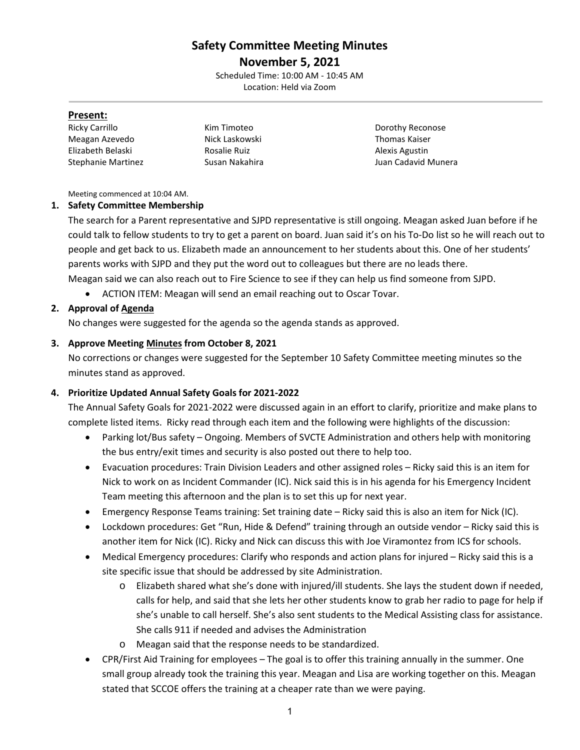# Safety Committee Meeting Minutes

## November 5, 2021

Scheduled Time: 10:00 AM - 10:45 AM
Location: Held via Zoom

**Present:**

Ricky Carrillo
Meagan Azevedo
Elizabeth Belaski
Stephanie Martinez
Kim Timoteo
Nick Laskowski
Rosalie Ruiz
Susan Nakahira
Dorothy Reconose
Thomas Kaiser
Alexis Agustin
Juan Cadavid Munera

Meeting commenced at 10:04 AM.

1. **Safety Committee Membership**

   The search for a Parent representative and SJPD representative is still ongoing. Meagan asked Juan before if he could talk to fellow students to try to get a parent on board. Juan said it's on his To-Do list so he will reach out to people and get back to us. Elizabeth made an announcement to her students about this. One of her students' parents works with SJPD and they put the word out to colleagues but there are no leads there.
   Meagan said we can also reach out to Fire Science to see if they can help us find someone from SJPD.

   - ACTION ITEM: Meagan will send an email reaching out to Oscar Tovar.

2. **Approval of Agenda**

   No changes were suggested for the agenda so the agenda stands as approved.

3. **Approve Meeting Minutes from October 8, 2021**

   No corrections or changes were suggested for the September 10 Safety Committee meeting minutes so the minutes stand as approved.

4. **Prioritize Updated Annual Safety Goals for 2021-2022**

   The Annual Safety Goals for 2021-2022 were discussed again in an effort to clarify, prioritize and make plans to complete listed items. Ricky read through each item and the following were highlights of the discussion:

   - Parking lot/Bus safety – Ongoing. Members of SVCTE Administration and others help with monitoring the bus entry/exit times and security is also posted out there to help too.
   - Evacuation procedures: Train Division Leaders and other assigned roles – Ricky said this is an item for Nick to work on as Incident Commander (IC). Nick said this is in his agenda for his Emergency Incident Team meeting this afternoon and the plan is to set this up for next year.
   - Emergency Response Teams training: Set training date – Ricky said this is also an item for Nick (IC).
   - Lockdown procedures: Get "Run, Hide & Defend" training through an outside vendor – Ricky said this is another item for Nick (IC). Ricky and Nick can discuss this with Joe Viramontez from ICS for schools.
   - Medical Emergency procedures: Clarify who responds and action plans for injured – Ricky said this is a site specific issue that should be addressed by site Administration.
     - Elizabeth shared what she's done with injured/ill students. She lays the student down if needed, calls for help, and said that she lets her other students know to grab her radio to page for help if she's unable to call herself. She's also sent students to the Medical Assisting class for assistance. She calls 911 if needed and advises the Administration
     - Meagan said that the response needs to be standardized.
   - CPR/First Aid Training for employees – The goal is to offer this training annually in the summer. One small group already took the training this year. Meagan and Lisa are working together on this. Meagan stated that SCCOE offers the training at a cheaper rate than we were paying.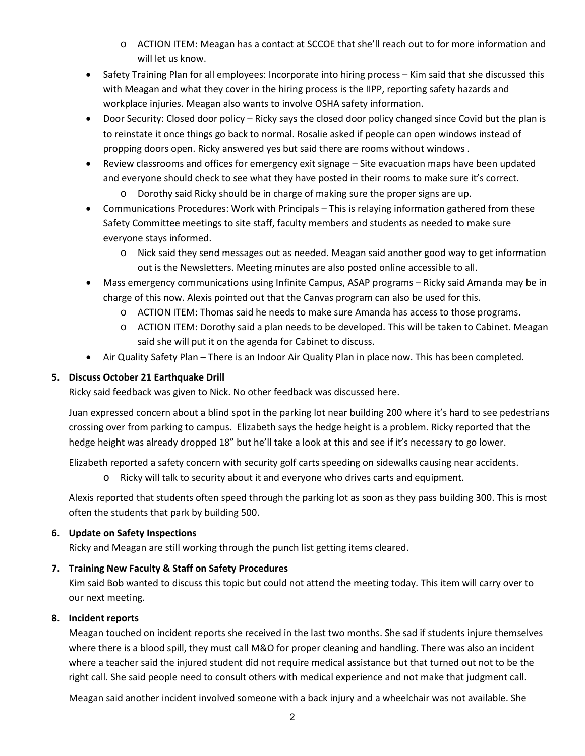- ACTION ITEM: Meagan has a contact at SCCOE that she'll reach out to for more information and will let us know.
- Safety Training Plan for all employees: Incorporate into hiring process – Kim said that she discussed this with Meagan and what they cover in the hiring process is the IIPP, reporting safety hazards and workplace injuries. Meagan also wants to involve OSHA safety information.
- Door Security: Closed door policy – Ricky says the closed door policy changed since Covid but the plan is to reinstate it once things go back to normal. Rosalie asked if people can open windows instead of propping doors open. Ricky answered yes but said there are rooms without windows .
- Review classrooms and offices for emergency exit signage – Site evacuation maps have been updated and everyone should check to see what they have posted in their rooms to make sure it's correct.
  - Dorothy said Ricky should be in charge of making sure the proper signs are up.
- Communications Procedures: Work with Principals – This is relaying information gathered from these Safety Committee meetings to site staff, faculty members and students as needed to make sure everyone stays informed.
  - Nick said they send messages out as needed. Meagan said another good way to get information out is the Newsletters. Meeting minutes are also posted online accessible to all.
- Mass emergency communications using Infinite Campus, ASAP programs – Ricky said Amanda may be in charge of this now. Alexis pointed out that the Canvas program can also be used for this.
  - ACTION ITEM: Thomas said he needs to make sure Amanda has access to those programs.
  - ACTION ITEM: Dorothy said a plan needs to be developed. This will be taken to Cabinet. Meagan said she will put it on the agenda for Cabinet to discuss.
- Air Quality Safety Plan – There is an Indoor Air Quality Plan in place now. This has been completed.

**5. Discuss October 21 Earthquake Drill**

Ricky said feedback was given to Nick. No other feedback was discussed here.

Juan expressed concern about a blind spot in the parking lot near building 200 where it's hard to see pedestrians crossing over from parking to campus. Elizabeth says the hedge height is a problem. Ricky reported that the hedge height was already dropped 18" but he'll take a look at this and see if it's necessary to go lower.

Elizabeth reported a safety concern with security golf carts speeding on sidewalks causing near accidents.

  - Ricky will talk to security about it and everyone who drives carts and equipment.

Alexis reported that students often speed through the parking lot as soon as they pass building 300. This is most often the students that park by building 500.

**6. Update on Safety Inspections**

Ricky and Meagan are still working through the punch list getting items cleared.

**7. Training New Faculty & Staff on Safety Procedures**

Kim said Bob wanted to discuss this topic but could not attend the meeting today. This item will carry over to our next meeting.

**8. Incident reports**

Meagan touched on incident reports she received in the last two months. She sad if students injure themselves where there is a blood spill, they must call M&O for proper cleaning and handling. There was also an incident where a teacher said the injured student did not require medical assistance but that turned out not to be the right call. She said people need to consult others with medical experience and not make that judgment call.

Meagan said another incident involved someone with a back injury and a wheelchair was not available. She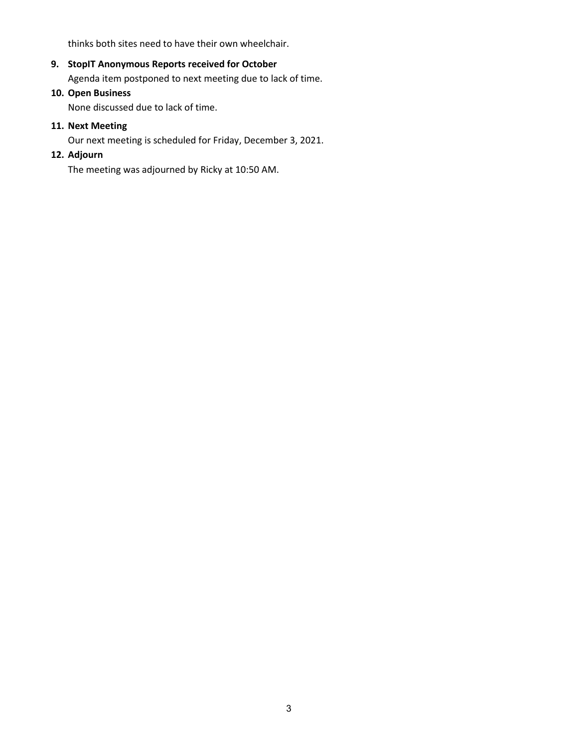thinks both sites need to have their own wheelchair.

9. **StopIT Anonymous Reports received for October**

   Agenda item postponed to next meeting due to lack of time.

10. **Open Business**

    None discussed due to lack of time.

11. **Next Meeting**

    Our next meeting is scheduled for Friday, December 3, 2021.

12. **Adjourn**

    The meeting was adjourned by Ricky at 10:50 AM.